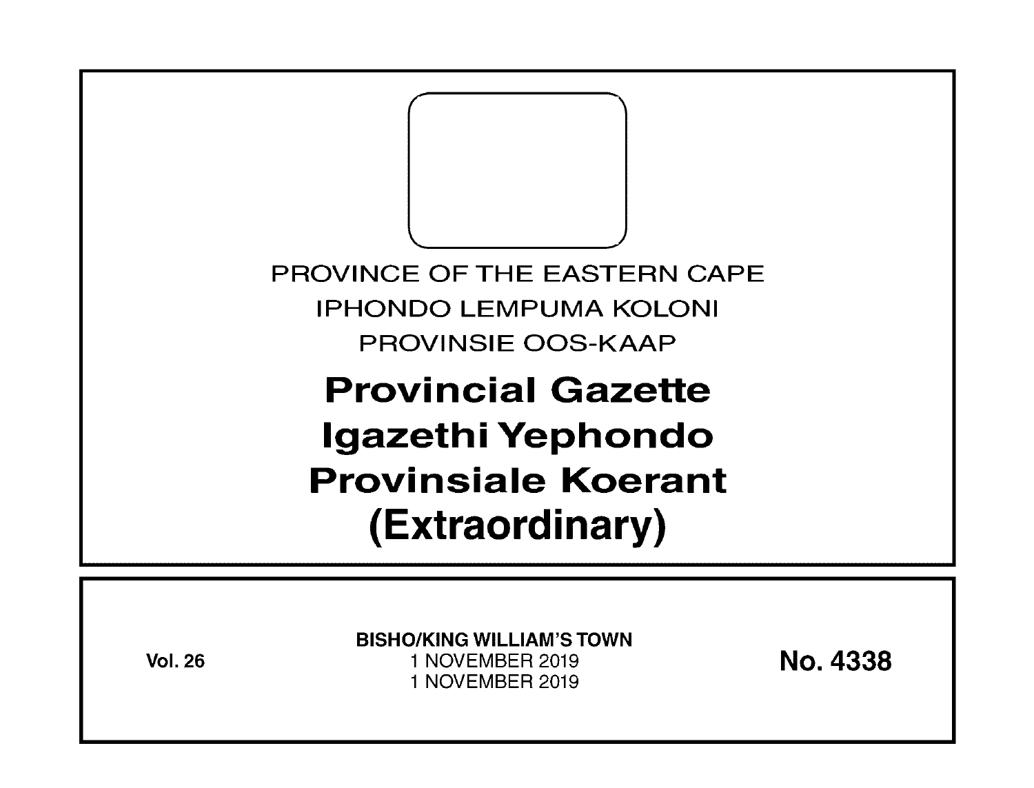PROVINCE OF THE EASTERN CAPE

IPHONDO LEMPUMA KOLONI

PROVINSIE OOS-KAAP

# Provincial Gazette
# Igazethi Yephondo
# Provinsiale Koerant
# (Extraordinary)

**Vol. 26**

**BISHO/KING WILLIAM'S TOWN**

1 NOVEMBER 2019

1 NOVEMBER 2019

**No. 4338**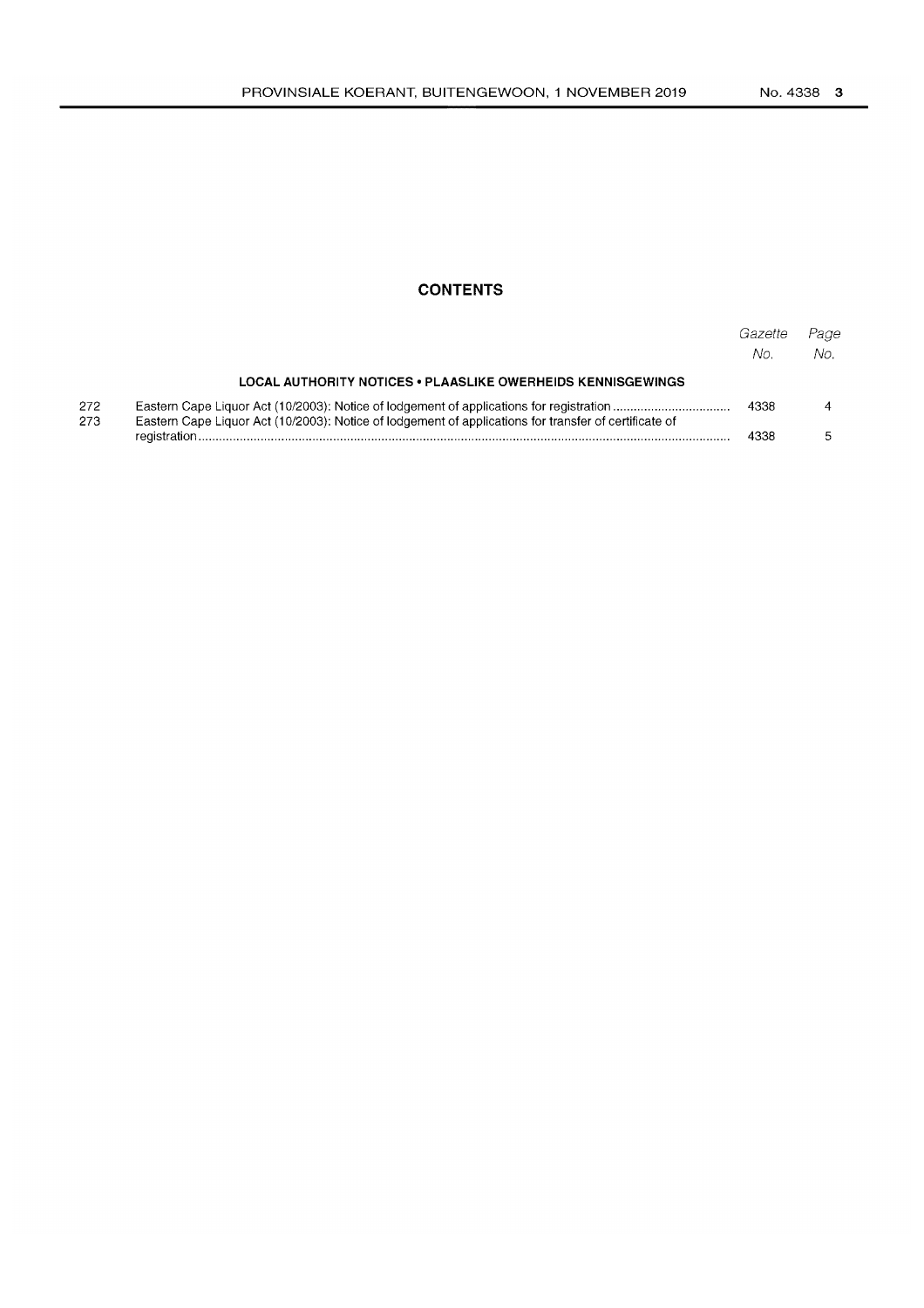# CONTENTS

| | | Gazette No. | Page No. |
|---|---|---|---|
| | **LOCAL AUTHORITY NOTICES • PLAASLIKE OWERHEIDS KENNISGEWINGS** | | |
| 272 | Eastern Cape Liquor Act (10/2003): Notice of lodgement of applications for registration | 4338 | 4 |
| 273 | Eastern Cape Liquor Act (10/2003): Notice of lodgement of applications for transfer of certificate of registration | 4338 | 5 |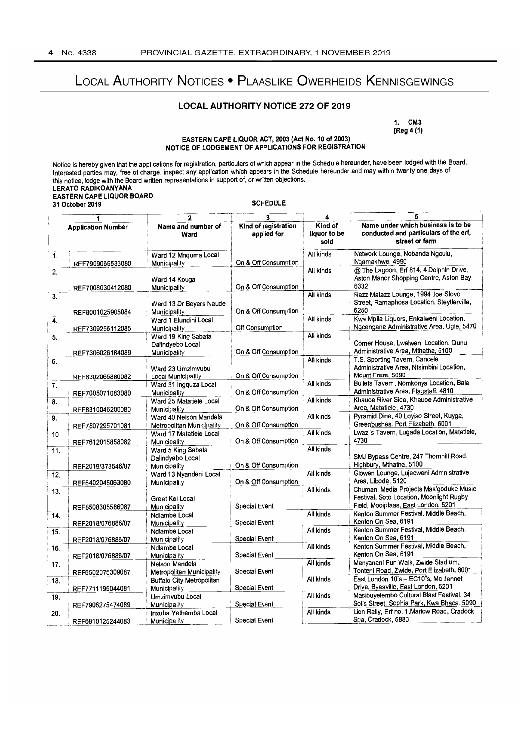# Local Authority Notices • Plaaslike Owerheids Kennisgewings

## LOCAL AUTHORITY NOTICE 272 OF 2019

1. CM3
[Reg 4 (1)]

**EASTERN CAPE LIQUOR ACT, 2003 (Act No. 10 of 2003)**
**NOTICE OF LODGEMENT OF APPLICATIONS FOR REGISTRATION**

Notice is hereby given that the applications for registration, particulars of which appear in the Schedule hereunder, have been lodged with the Board. Interested parties may, free of charge, inspect any application which appears in the Schedule hereunder and may within twenty one days of this notice, lodge with the Board written representations in support of, or written objections.

**LERATO RADIKOANYANA**
**EASTERN CAPE LIQUOR BOARD**
**31 October 2019**

**SCHEDULE**

| | 1 | 2 | 3 | 4 | 5 |
|---|---|---|---|---|---|
| | **Application Number** | **Name and number of Ward** | **Kind of registration applied for** | **Kind of liquor to be sold** | **Name under which business is to be conducted and particulars of the erf, street or farm** |
| 1. | REF7909065533080 | Ward 12 Mnquma Local Municipality | On & Off Consumption | All kinds | Network Lounge, Nobanda Ngculu, Nqamakhwe, 4990 |
| 2. | REF7008030412080 | Ward 14 Kouga Municipality | On & Off Consumption | All kinds | @ The Lagoon, Erf 814, 4 Dolphin Drive, Aston Manor Shopping Centre, Aston Bay, 6332 |
| 3. | REF8001025905084 | Ward 13 Dr Beyers Naude Municipality | On & Off Consumption | All kinds | Razz Matazz Lounge, 1994 Joe Slovo Street, Ramaphosa Location, Steytlerville, 6250 |
| 4. | REF7309256112085 | Ward 1 Elundini Local Municipality | Off Consumption | All kinds | Kwa Mpila Liquors, Enkalweni Location, Ngcengane Administrative Area, Ugie, 5470 |
| 5. | REF7306026184089 | Ward 19 King Sabata Dalindyebo Local Municipality | On & Off Consumption | All kinds | Corner House, Lwalweni Location, Qunu Administrative Area, Mthatha, 5100 |
| 6. | REF8302065880082 | Ward 23 Umzimvubu Local Municipality | On & Off Consumption | All kinds | T.S. Sporting Tavern, Cancele Administrative Area, Ntsimbini Location, Mount Frere, 5090 |
| 7. | REF7005071083080 | Ward 31 Ingquza Local Municipality | On & Off Consumption | All kinds | Bullets Tavern, Nomkonya Location, Bala Administrative Area, Flagstaff, 4810 |
| 8. | REF8310046200080 | Ward 25 Matatiele Local Municipality | On & Off Consumption | All kinds | Khauoe River Side, Khauoe Administrative Area, Matatiele, 4730 |
| 9. | REF7807295701081 | Ward 40 Nelson Mandela Metropolitan Municipality | On & Off Consumption | All kinds | Pyramid Dine, 40 Loyiso Street, Kuyga, Greenbushes. Port Elizabeth. 6001 |
| 10 | REF7612015858082 | Ward 17 Matatiele Local Municipality | On & Off Consumption | All kinds | Lwazi's Tavern, Lugada Location, Matatiele, 4730 |
| 11. | REF2019/373546/07 | Ward 5 King Sabata Dalindyebo Local Municipality | On & Off Consumption | All kinds | SMJ Bypass Centre, 247 Thornhill Road, Highbury, Mthatha, 5100 |
| 12. | REF6402045063080 | Ward 13 Nyandeni Local Municipality | On & Off Consumption | All kinds | Glowen Lounge, Lujecweni Admnistrative Area, Libode, 5120 |
| 13. | REF8508305586087 | Great Kei Local Municipality | Special Event | All kinds | Chumani Media Projects Mas'goduke Music Festival, Soto Location, Moonlight Rugby Field, Mooiplaas, East London, 5201 |
| 14. | REF2018/076886/07 | Ndlambe Local Municipality | Special Event | All kinds | Kenton Summer Festival, Middle Beach, Kenton On Sea, 6191 |
| 15. | REF2018/076886/07 | Ndlambe Local Municipality | Special Event | All kinds | Kenton Summer Festival, Middle Beach, Kenton On Sea, 6191 |
| 16. | REF2018/076886/07 | Ndlambe Local Municipality | Special Event | All kinds | Kenton Summer Festival, Middle Beach, Kenton On Sea, 6191 |
| 17. | REF6502075309087 | Nelson Mandela Metropolitan Municipality | Special Event | All kinds | Manyanani Fun Walk, Zwide Stadium, Tonteni Road, Zwide, Port Elizabeth, 6001 |
| 18. | REF7711195044081 | Buffalo City Metropolitan Municipality | Special Event | All kinds | East London 10's – EC10's, Mc Jannet Drive, Byasville, East London, 5201 |
| 19. | REF7906275474089 | Umzimvubu Local Municipality | Special Event | All kinds | Masibuyelembo Cultural Blast Festival, 34 Solis Street, Sophia Park, Kwa Bhaca, 5090 |
| 20. | REF6810125244083 | Inxuba Yethemba Local Municipality | Special Event | All kinds | Lion Rally, Erf no. 1,Marlow Road, Cradock Spa, Cradock, 5880 |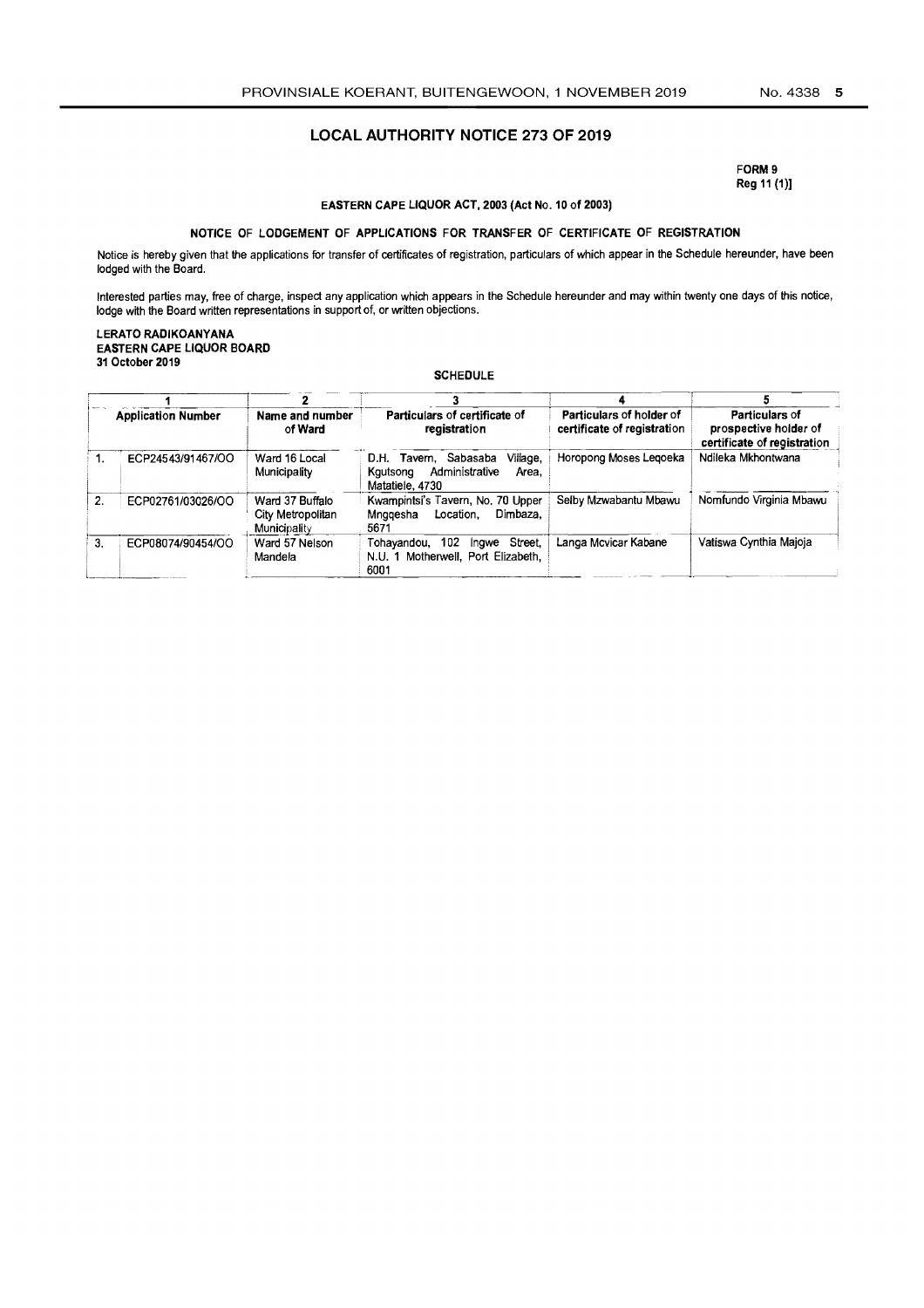## LOCAL AUTHORITY NOTICE 273 OF 2019

**FORM 9**
**Reg 11 (1)]**

**EASTERN CAPE LIQUOR ACT, 2003 (Act No. 10 of 2003)**

**NOTICE OF LODGEMENT OF APPLICATIONS FOR TRANSFER OF CERTIFICATE OF REGISTRATION**

Notice is hereby given that the applications for transfer of certificates of registration, particulars of which appear in the Schedule hereunder, have been lodged with the Board.

Interested parties may, free of charge, inspect any application which appears in the Schedule hereunder and may within twenty one days of this notice, lodge with the Board written representations in support of, or written objections.

**LERATO RADIKOANYANA**
**EASTERN CAPE LIQUOR BOARD**
**31 October 2019**

**SCHEDULE**

| | 1 | 2 | 3 | 4 | 5 |
|---|---|---|---|---|---|
| | **Application Number** | **Name and number of Ward** | **Particulars of certificate of registration** | **Particulars of holder of certificate of registration** | **Particulars of prospective holder of certificate of registration** |
| 1. | ECP24543/91467/OO | Ward 16 Local Municipality | D.H. Tavern, Sabasaba Village, Kgutsong Administrative Area, Matatiele, 4730 | Horopong Moses Leqoeka | Ndileka Mkhontwana |
| 2. | ECP02761/03026/OO | Ward 37 Buffalo City Metropolitan Municipality | Kwampintsi's Tavern, No. 70 Upper Mngqesha Location, Dimbaza, 5671 | Selby Mzwabantu Mbawu | Nomfundo Virginia Mbawu |
| 3. | ECP08074/90454/OO | Ward 57 Nelson Mandela | Tohayandou, 102 Ingwe Street, N.U. 1 Motherwell, Port Elizabeth, 6001 | Langa Mcvicar Kabane | Vatiswa Cynthia Majoja |